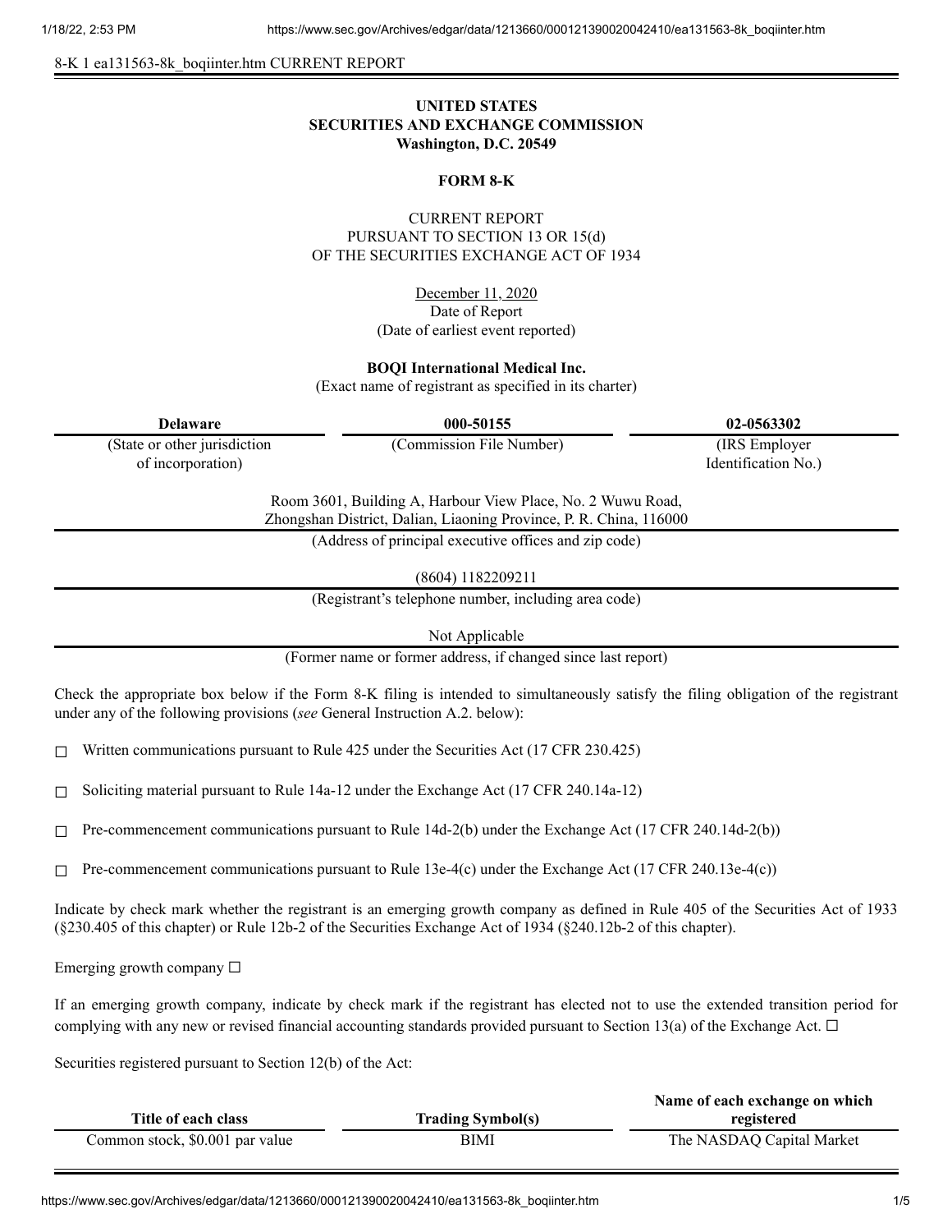8-K 1 ea131563-8k_boqiinter.htm CURRENT REPORT

**UNITED STATES**
**SECURITIES AND EXCHANGE COMMISSION**
**Washington, D.C. 20549**

**FORM 8-K**

CURRENT REPORT
PURSUANT TO SECTION 13 OR 15(d)
OF THE SECURITIES EXCHANGE ACT OF 1934

December 11, 2020
Date of Report
(Date of earliest event reported)

**BOQI International Medical Inc.**
(Exact name of registrant as specified in its charter)

| **Delaware** | **000-50155** | **02-0563302** |
|---|---|---|
| (State or other jurisdiction of incorporation) | (Commission File Number) | (IRS Employer Identification No.) |

Room 3601, Building A, Harbour View Place, No. 2 Wuwu Road,
Zhongshan District, Dalian, Liaoning Province, P. R. China, 116000
(Address of principal executive offices and zip code)

(8604) 1182209211
(Registrant's telephone number, including area code)

Not Applicable
(Former name or former address, if changed since last report)

Check the appropriate box below if the Form 8-K filing is intended to simultaneously satisfy the filing obligation of the registrant under any of the following provisions (*see* General Instruction A.2. below):

☐ Written communications pursuant to Rule 425 under the Securities Act (17 CFR 230.425)

☐ Soliciting material pursuant to Rule 14a-12 under the Exchange Act (17 CFR 240.14a-12)

☐ Pre-commencement communications pursuant to Rule 14d-2(b) under the Exchange Act (17 CFR 240.14d-2(b))

☐ Pre-commencement communications pursuant to Rule 13e-4(c) under the Exchange Act (17 CFR 240.13e-4(c))

Indicate by check mark whether the registrant is an emerging growth company as defined in Rule 405 of the Securities Act of 1933 (§230.405 of this chapter) or Rule 12b-2 of the Securities Exchange Act of 1934 (§240.12b-2 of this chapter).

Emerging growth company ☐

If an emerging growth company, indicate by check mark if the registrant has elected not to use the extended transition period for complying with any new or revised financial accounting standards provided pursuant to Section 13(a) of the Exchange Act. ☐

Securities registered pursuant to Section 12(b) of the Act:

| Title of each class | Trading Symbol(s) | Name of each exchange on which registered |
|---|---|---|
| Common stock, $0.001 par value | BIMI | The NASDAQ Capital Market |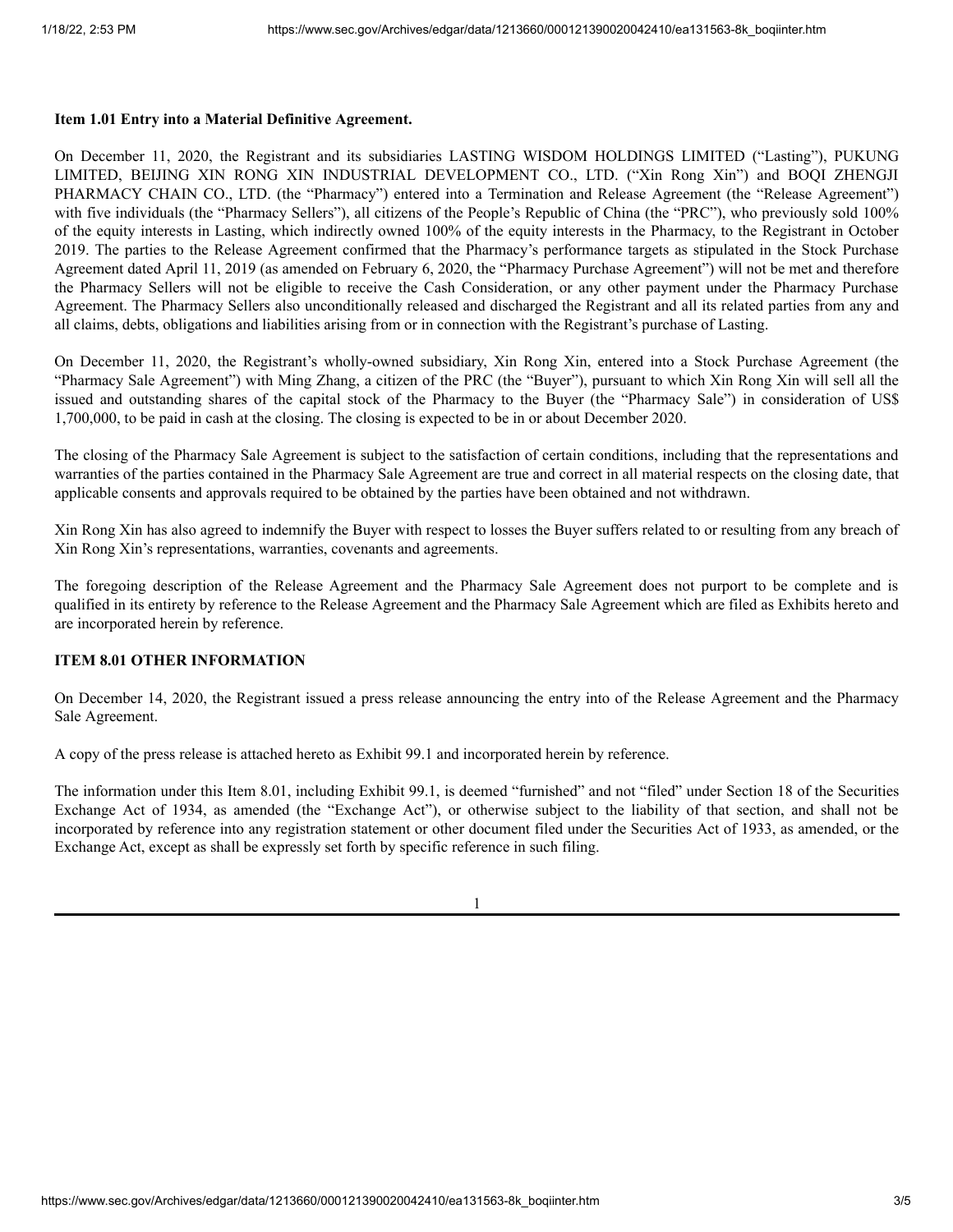**Item 1.01 Entry into a Material Definitive Agreement.**

On December 11, 2020, the Registrant and its subsidiaries LASTING WISDOM HOLDINGS LIMITED ("Lasting"), PUKUNG LIMITED, BEIJING XIN RONG XIN INDUSTRIAL DEVELOPMENT CO., LTD. ("Xin Rong Xin") and BOQI ZHENGJI PHARMACY CHAIN CO., LTD. (the "Pharmacy") entered into a Termination and Release Agreement (the "Release Agreement") with five individuals (the "Pharmacy Sellers"), all citizens of the People's Republic of China (the "PRC"), who previously sold 100% of the equity interests in Lasting, which indirectly owned 100% of the equity interests in the Pharmacy, to the Registrant in October 2019. The parties to the Release Agreement confirmed that the Pharmacy's performance targets as stipulated in the Stock Purchase Agreement dated April 11, 2019 (as amended on February 6, 2020, the "Pharmacy Purchase Agreement") will not be met and therefore the Pharmacy Sellers will not be eligible to receive the Cash Consideration, or any other payment under the Pharmacy Purchase Agreement. The Pharmacy Sellers also unconditionally released and discharged the Registrant and all its related parties from any and all claims, debts, obligations and liabilities arising from or in connection with the Registrant's purchase of Lasting.

On December 11, 2020, the Registrant's wholly-owned subsidiary, Xin Rong Xin, entered into a Stock Purchase Agreement (the "Pharmacy Sale Agreement") with Ming Zhang, a citizen of the PRC (the "Buyer"), pursuant to which Xin Rong Xin will sell all the issued and outstanding shares of the capital stock of the Pharmacy to the Buyer (the "Pharmacy Sale") in consideration of US$ 1,700,000, to be paid in cash at the closing. The closing is expected to be in or about December 2020.

The closing of the Pharmacy Sale Agreement is subject to the satisfaction of certain conditions, including that the representations and warranties of the parties contained in the Pharmacy Sale Agreement are true and correct in all material respects on the closing date, that applicable consents and approvals required to be obtained by the parties have been obtained and not withdrawn.

Xin Rong Xin has also agreed to indemnify the Buyer with respect to losses the Buyer suffers related to or resulting from any breach of Xin Rong Xin's representations, warranties, covenants and agreements.

The foregoing description of the Release Agreement and the Pharmacy Sale Agreement does not purport to be complete and is qualified in its entirety by reference to the Release Agreement and the Pharmacy Sale Agreement which are filed as Exhibits hereto and are incorporated herein by reference.

**ITEM 8.01 OTHER INFORMATION**

On December 14, 2020, the Registrant issued a press release announcing the entry into of the Release Agreement and the Pharmacy Sale Agreement.

A copy of the press release is attached hereto as Exhibit 99.1 and incorporated herein by reference.

The information under this Item 8.01, including Exhibit 99.1, is deemed "furnished" and not "filed" under Section 18 of the Securities Exchange Act of 1934, as amended (the "Exchange Act"), or otherwise subject to the liability of that section, and shall not be incorporated by reference into any registration statement or other document filed under the Securities Act of 1933, as amended, or the Exchange Act, except as shall be expressly set forth by specific reference in such filing.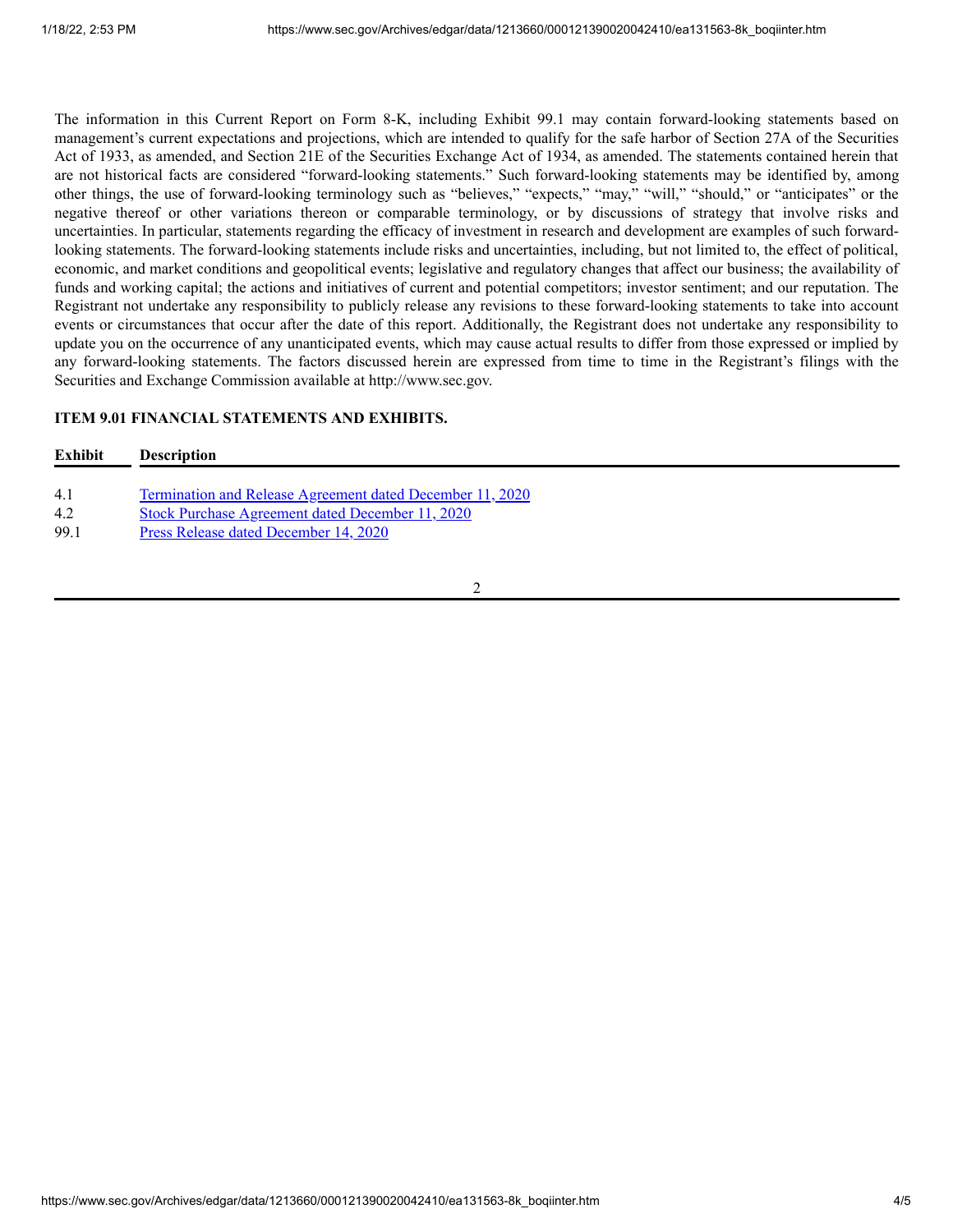The information in this Current Report on Form 8-K, including Exhibit 99.1 may contain forward-looking statements based on management's current expectations and projections, which are intended to qualify for the safe harbor of Section 27A of the Securities Act of 1933, as amended, and Section 21E of the Securities Exchange Act of 1934, as amended. The statements contained herein that are not historical facts are considered "forward-looking statements." Such forward-looking statements may be identified by, among other things, the use of forward-looking terminology such as "believes," "expects," "may," "will," "should," or "anticipates" or the negative thereof or other variations thereon or comparable terminology, or by discussions of strategy that involve risks and uncertainties. In particular, statements regarding the efficacy of investment in research and development are examples of such forward-looking statements. The forward-looking statements include risks and uncertainties, including, but not limited to, the effect of political, economic, and market conditions and geopolitical events; legislative and regulatory changes that affect our business; the availability of funds and working capital; the actions and initiatives of current and potential competitors; investor sentiment; and our reputation. The Registrant not undertake any responsibility to publicly release any revisions to these forward-looking statements to take into account events or circumstances that occur after the date of this report. Additionally, the Registrant does not undertake any responsibility to update you on the occurrence of any unanticipated events, which may cause actual results to differ from those expressed or implied by any forward-looking statements. The factors discussed herein are expressed from time to time in the Registrant's filings with the Securities and Exchange Commission available at http://www.sec.gov.

**ITEM 9.01 FINANCIAL STATEMENTS AND EXHIBITS.**

| Exhibit | Description |
| --- | --- |
| 4.1 | Termination and Release Agreement dated December 11, 2020 |
| 4.2 | Stock Purchase Agreement dated December 11, 2020 |
| 99.1 | Press Release dated December 14, 2020 |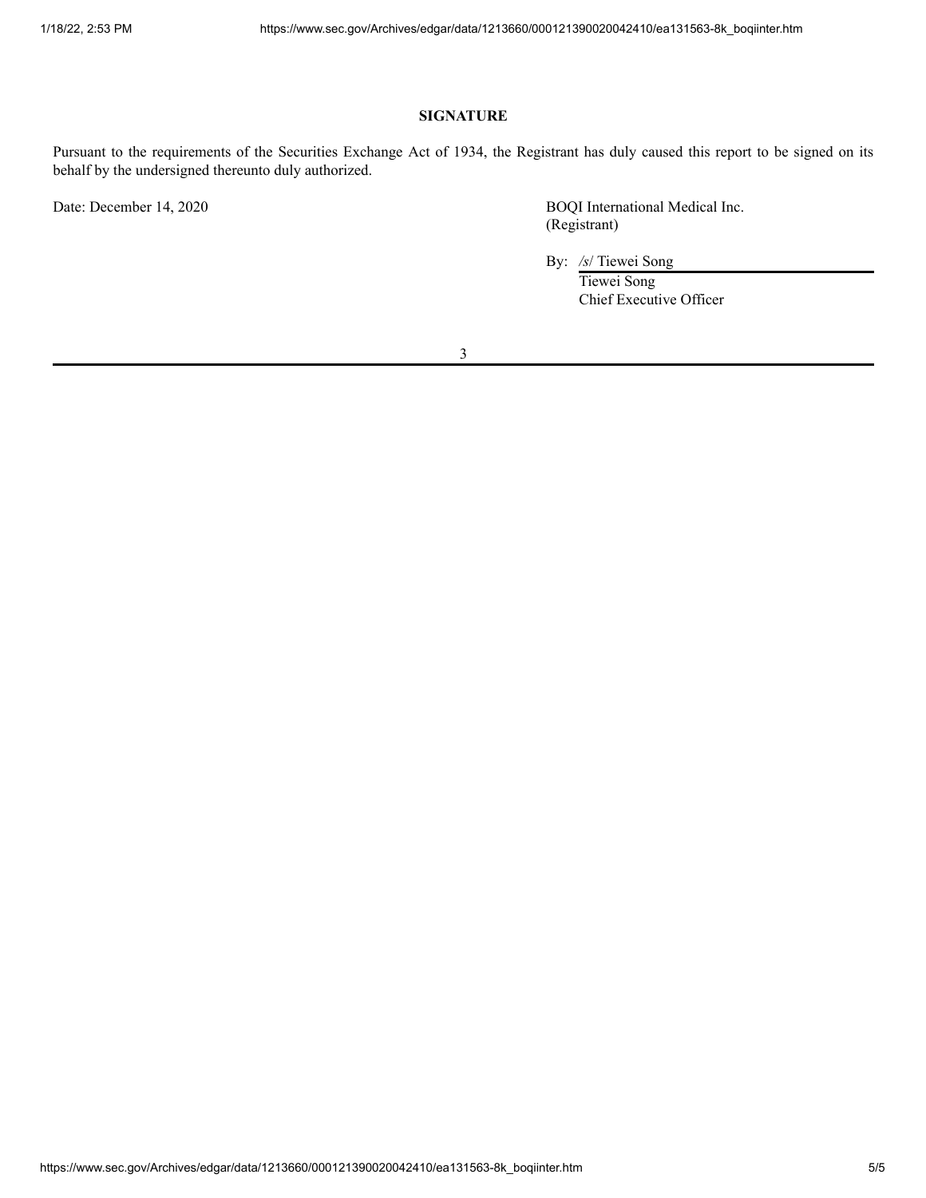**SIGNATURE**

Pursuant to the requirements of the Securities Exchange Act of 1934, the Registrant has duly caused this report to be signed on its behalf by the undersigned thereunto duly authorized.

| | |
|---|---|
| Date: December 14, 2020 | BOQI International Medical Inc.<br>(Registrant) |
| | By: */s/* Tiewei Song<br>Tiewei Song<br>Chief Executive Officer |